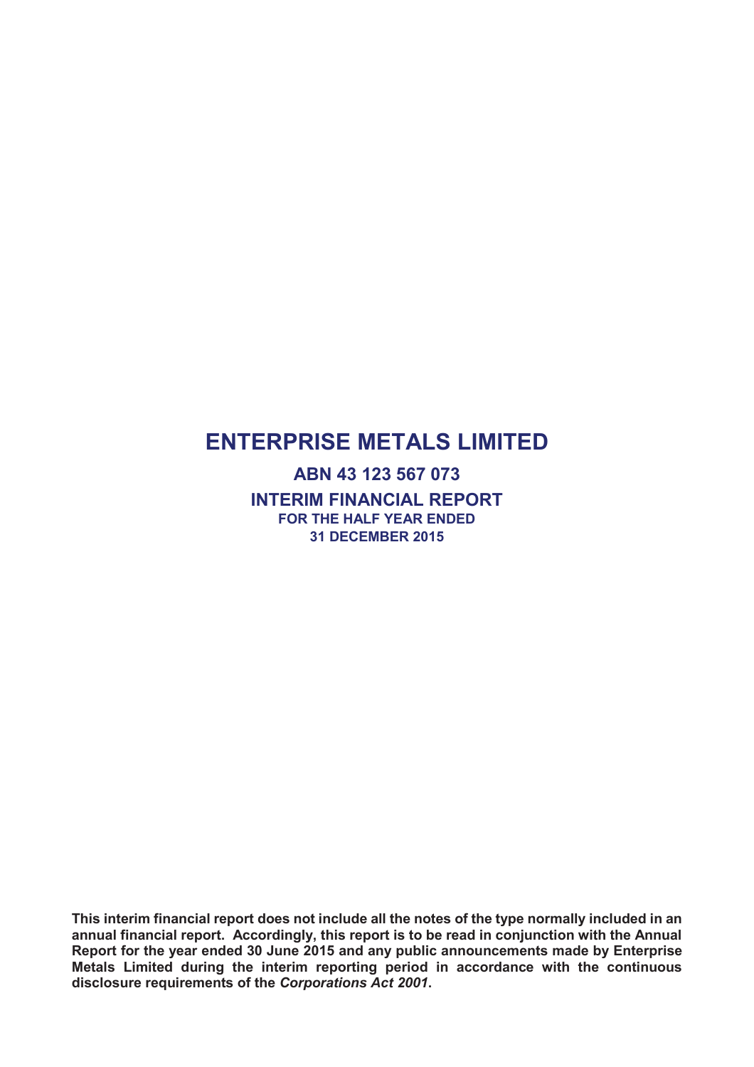# ENTERPRISE METALS LIMITED

## ABN 43 123 567 073

## INTERIM FINANCIAL REPORT

### FOR THE HALF YEAR ENDED 31 DECEMBER 2015

**This interim financial report does not include all the notes of the type normally included in an annual financial report. Accordingly, this report is to be read in conjunction with the Annual Report for the year ended 30 June 2015 and any public announcements made by Enterprise Metals Limited during the interim reporting period in accordance with the continuous disclosure requirements of the *Corporations Act 2001*.**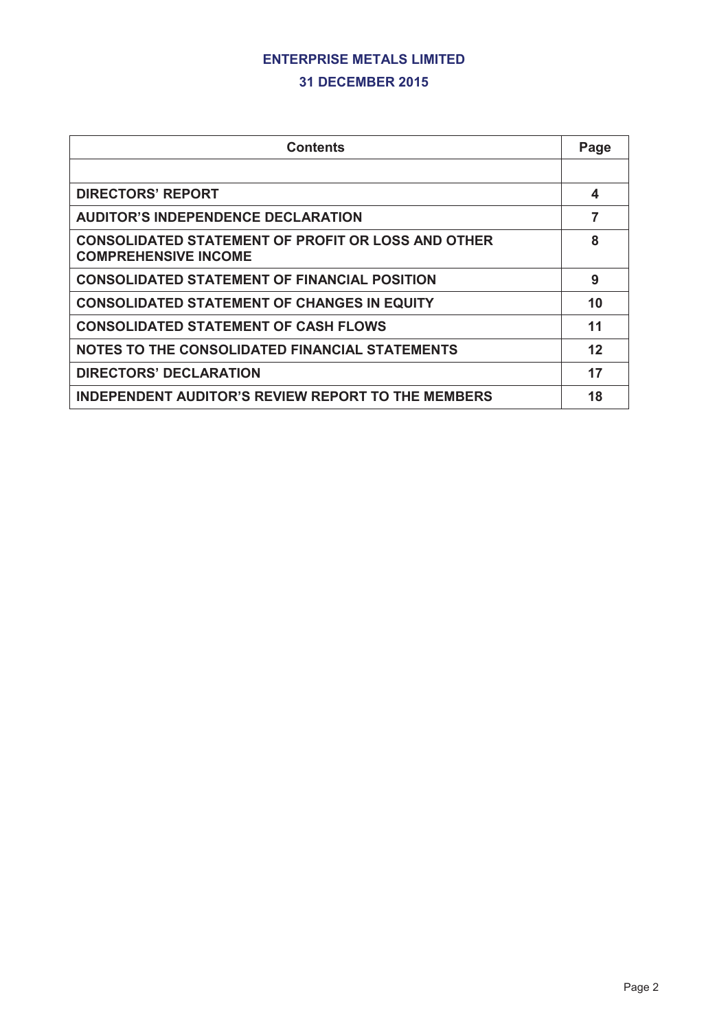# ENTERPRISE METALS LIMITED

## 31 DECEMBER 2015

| Contents | Page |
|---|---|
| | |
| **DIRECTORS' REPORT** | **4** |
| **AUDITOR'S INDEPENDENCE DECLARATION** | **7** |
| **CONSOLIDATED STATEMENT OF PROFIT OR LOSS AND OTHER COMPREHENSIVE INCOME** | **8** |
| **CONSOLIDATED STATEMENT OF FINANCIAL POSITION** | **9** |
| **CONSOLIDATED STATEMENT OF CHANGES IN EQUITY** | **10** |
| **CONSOLIDATED STATEMENT OF CASH FLOWS** | **11** |
| **NOTES TO THE CONSOLIDATED FINANCIAL STATEMENTS** | **12** |
| **DIRECTORS' DECLARATION** | **17** |
| **INDEPENDENT AUDITOR'S REVIEW REPORT TO THE MEMBERS** | **18** |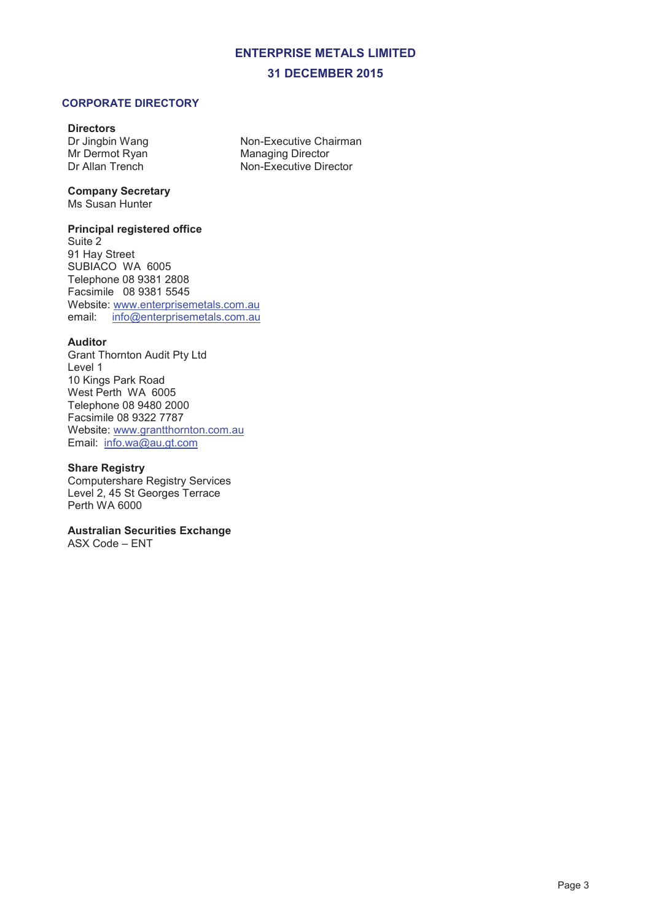# ENTERPRISE METALS LIMITED

## 31 DECEMBER 2015

## CORPORATE DIRECTORY

**Directors**

| | |
|---|---|
| Dr Jingbin Wang | Non-Executive Chairman |
| Mr Dermot Ryan | Managing Director |
| Dr Allan Trench | Non-Executive Director |

**Company Secretary**
Ms Susan Hunter

**Principal registered office**
Suite 2
91 Hay Street
SUBIACO WA 6005
Telephone 08 9381 2808
Facsimile 08 9381 5545
Website: www.enterprisemetals.com.au
email: info@enterprisemetals.com.au

**Auditor**
Grant Thornton Audit Pty Ltd
Level 1
10 Kings Park Road
West Perth WA 6005
Telephone 08 9480 2000
Facsimile 08 9322 7787
Website: www.grantthornton.com.au
Email: info.wa@au.gt.com

**Share Registry**
Computershare Registry Services
Level 2, 45 St Georges Terrace
Perth WA 6000

**Australian Securities Exchange**
ASX Code – ENT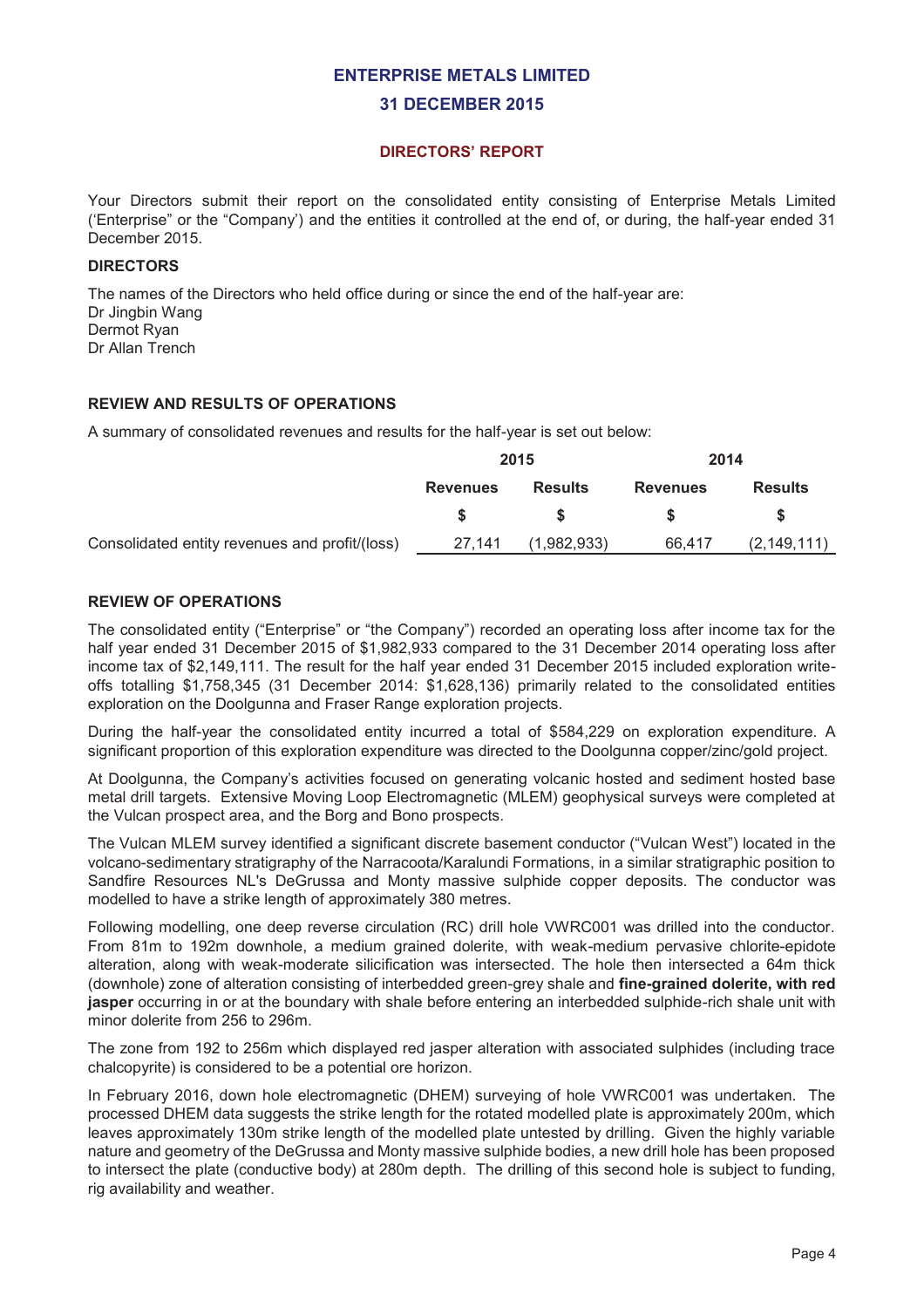# ENTERPRISE METALS LIMITED

## 31 DECEMBER 2015

## DIRECTORS' REPORT

Your Directors submit their report on the consolidated entity consisting of Enterprise Metals Limited ('Enterprise" or the "Company') and the entities it controlled at the end of, or during, the half-year ended 31 December 2015.

### DIRECTORS

The names of the Directors who held office during or since the end of the half-year are:
Dr Jingbin Wang
Dermot Ryan
Dr Allan Trench

### REVIEW AND RESULTS OF OPERATIONS

A summary of consolidated revenues and results for the half-year is set out below:

| | 2015 | | 2014 | |
|---|---|---|---|---|
| | Revenues | Results | Revenues | Results |
| | $ | $ | $ | $ |
| Consolidated entity revenues and profit/(loss) | 27,141 | (1,982,933) | 66,417 | (2,149,111) |

### REVIEW OF OPERATIONS

The consolidated entity ("Enterprise" or "the Company") recorded an operating loss after income tax for the half year ended 31 December 2015 of $1,982,933 compared to the 31 December 2014 operating loss after income tax of $2,149,111. The result for the half year ended 31 December 2015 included exploration write-offs totalling $1,758,345 (31 December 2014: $1,628,136) primarily related to the consolidated entities exploration on the Doolgunna and Fraser Range exploration projects.

During the half-year the consolidated entity incurred a total of $584,229 on exploration expenditure. A significant proportion of this exploration expenditure was directed to the Doolgunna copper/zinc/gold project.

At Doolgunna, the Company's activities focused on generating volcanic hosted and sediment hosted base metal drill targets. Extensive Moving Loop Electromagnetic (MLEM) geophysical surveys were completed at the Vulcan prospect area, and the Borg and Bono prospects.

The Vulcan MLEM survey identified a significant discrete basement conductor ("Vulcan West") located in the volcano-sedimentary stratigraphy of the Narracoota/Karalundi Formations, in a similar stratigraphic position to Sandfire Resources NL's DeGrussa and Monty massive sulphide copper deposits. The conductor was modelled to have a strike length of approximately 380 metres.

Following modelling, one deep reverse circulation (RC) drill hole VWRC001 was drilled into the conductor. From 81m to 192m downhole, a medium grained dolerite, with weak-medium pervasive chlorite-epidote alteration, along with weak-moderate silicification was intersected. The hole then intersected a 64m thick (downhole) zone of alteration consisting of interbedded green-grey shale and **fine-grained dolerite, with red jasper** occurring in or at the boundary with shale before entering an interbedded sulphide-rich shale unit with minor dolerite from 256 to 296m.

The zone from 192 to 256m which displayed red jasper alteration with associated sulphides (including trace chalcopyrite) is considered to be a potential ore horizon.

In February 2016, down hole electromagnetic (DHEM) surveying of hole VWRC001 was undertaken. The processed DHEM data suggests the strike length for the rotated modelled plate is approximately 200m, which leaves approximately 130m strike length of the modelled plate untested by drilling. Given the highly variable nature and geometry of the DeGrussa and Monty massive sulphide bodies, a new drill hole has been proposed to intersect the plate (conductive body) at 280m depth. The drilling of this second hole is subject to funding, rig availability and weather.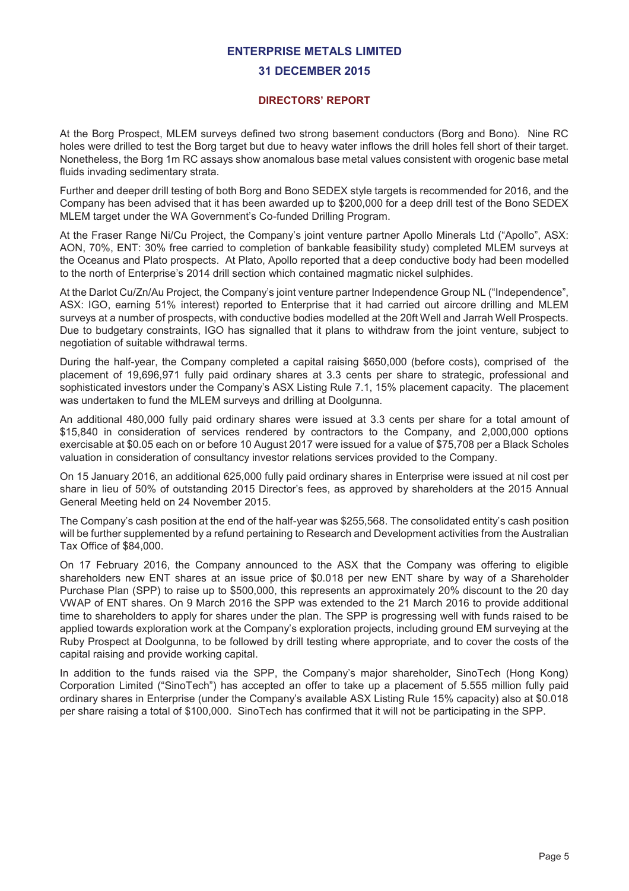**DIRECTORS' REPORT**

At the Borg Prospect, MLEM surveys defined two strong basement conductors (Borg and Bono). Nine RC holes were drilled to test the Borg target but due to heavy water inflows the drill holes fell short of their target. Nonetheless, the Borg 1m RC assays show anomalous base metal values consistent with orogenic base metal fluids invading sedimentary strata.

Further and deeper drill testing of both Borg and Bono SEDEX style targets is recommended for 2016, and the Company has been advised that it has been awarded up to $200,000 for a deep drill test of the Bono SEDEX MLEM target under the WA Government's Co-funded Drilling Program.

At the Fraser Range Ni/Cu Project, the Company's joint venture partner Apollo Minerals Ltd ("Apollo", ASX: AON, 70%, ENT: 30% free carried to completion of bankable feasibility study) completed MLEM surveys at the Oceanus and Plato prospects. At Plato, Apollo reported that a deep conductive body had been modelled to the north of Enterprise's 2014 drill section which contained magmatic nickel sulphides.

At the Darlot Cu/Zn/Au Project, the Company's joint venture partner Independence Group NL ("Independence", ASX: IGO, earning 51% interest) reported to Enterprise that it had carried out aircore drilling and MLEM surveys at a number of prospects, with conductive bodies modelled at the 20ft Well and Jarrah Well Prospects. Due to budgetary constraints, IGO has signalled that it plans to withdraw from the joint venture, subject to negotiation of suitable withdrawal terms.

During the half-year, the Company completed a capital raising $650,000 (before costs), comprised of the placement of 19,696,971 fully paid ordinary shares at 3.3 cents per share to strategic, professional and sophisticated investors under the Company's ASX Listing Rule 7.1, 15% placement capacity. The placement was undertaken to fund the MLEM surveys and drilling at Doolgunna.

An additional 480,000 fully paid ordinary shares were issued at 3.3 cents per share for a total amount of $15,840 in consideration of services rendered by contractors to the Company, and 2,000,000 options exercisable at $0.05 each on or before 10 August 2017 were issued for a value of $75,708 per a Black Scholes valuation in consideration of consultancy investor relations services provided to the Company.

On 15 January 2016, an additional 625,000 fully paid ordinary shares in Enterprise were issued at nil cost per share in lieu of 50% of outstanding 2015 Director's fees, as approved by shareholders at the 2015 Annual General Meeting held on 24 November 2015.

The Company's cash position at the end of the half-year was $255,568. The consolidated entity's cash position will be further supplemented by a refund pertaining to Research and Development activities from the Australian Tax Office of $84,000.

On 17 February 2016, the Company announced to the ASX that the Company was offering to eligible shareholders new ENT shares at an issue price of $0.018 per new ENT share by way of a Shareholder Purchase Plan (SPP) to raise up to $500,000, this represents an approximately 20% discount to the 20 day VWAP of ENT shares. On 9 March 2016 the SPP was extended to the 21 March 2016 to provide additional time to shareholders to apply for shares under the plan. The SPP is progressing well with funds raised to be applied towards exploration work at the Company's exploration projects, including ground EM surveying at the Ruby Prospect at Doolgunna, to be followed by drill testing where appropriate, and to cover the costs of the capital raising and provide working capital.

In addition to the funds raised via the SPP, the Company's major shareholder, SinoTech (Hong Kong) Corporation Limited ("SinoTech") has accepted an offer to take up a placement of 5.555 million fully paid ordinary shares in Enterprise (under the Company's available ASX Listing Rule 15% capacity) also at $0.018 per share raising a total of $100,000. SinoTech has confirmed that it will not be participating in the SPP.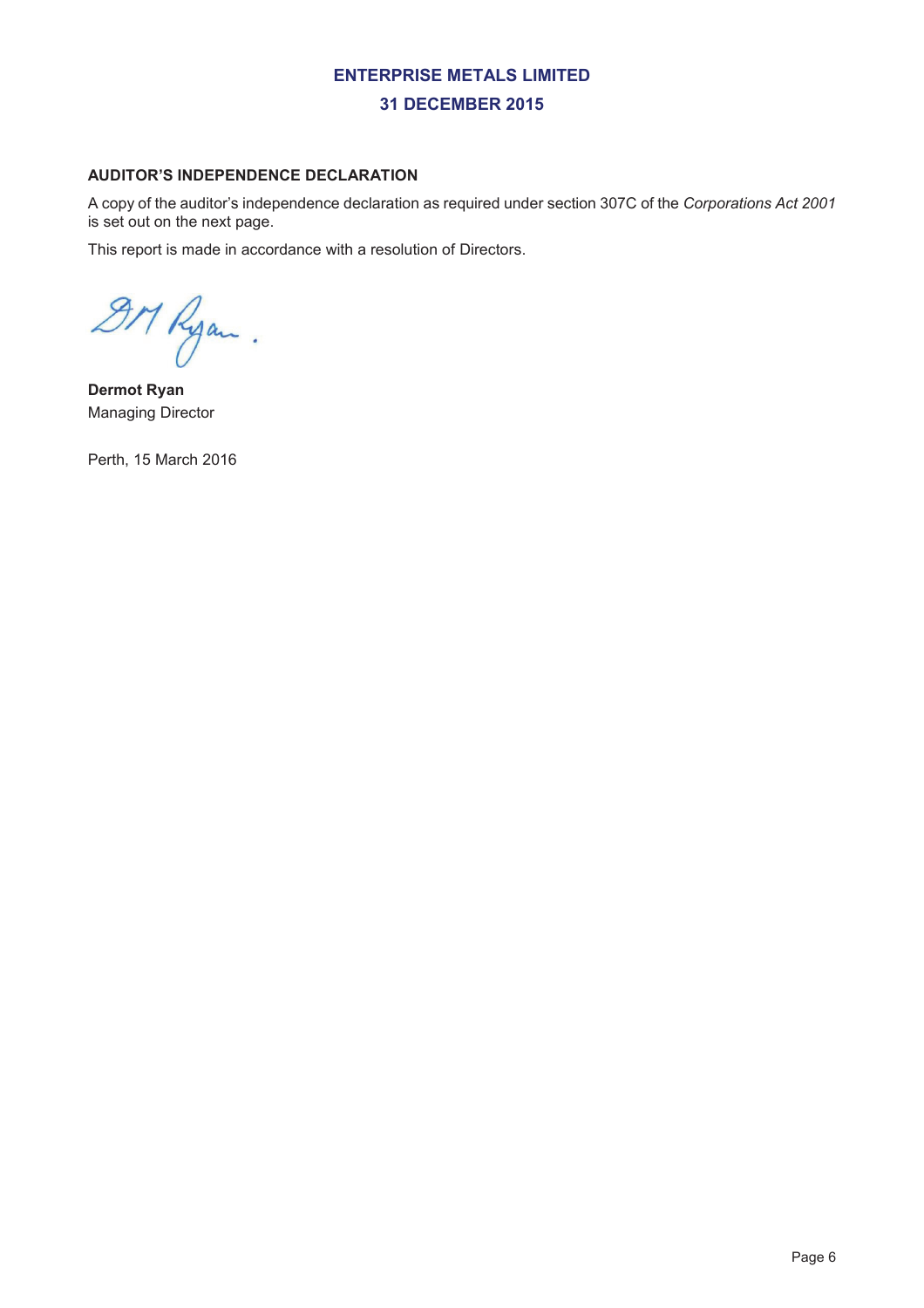# ENTERPRISE METALS LIMITED
## 31 DECEMBER 2015

### AUDITOR'S INDEPENDENCE DECLARATION

A copy of the auditor's independence declaration as required under section 307C of the *Corporations Act 2001* is set out on the next page.

This report is made in accordance with a resolution of Directors.

**Dermot Ryan**
Managing Director

Perth, 15 March 2016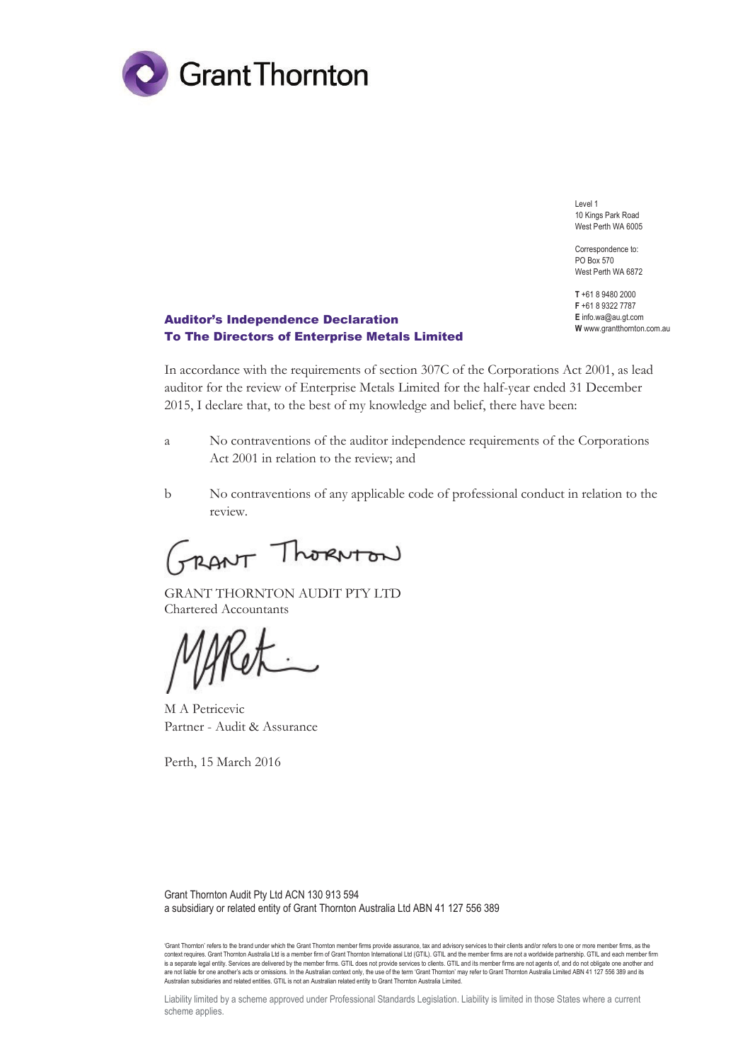Grant Thornton

Level 1
10 Kings Park Road
West Perth WA 6005

Correspondence to:
PO Box 570
West Perth WA 6872

**T** +61 8 9480 2000
**F** +61 8 9322 7787
**E** info.wa@au.gt.com
**W** www.grantthornton.com.au

## Auditor's Independence Declaration
## To The Directors of Enterprise Metals Limited

In accordance with the requirements of section 307C of the Corporations Act 2001, as lead auditor for the review of Enterprise Metals Limited for the half-year ended 31 December 2015, I declare that, to the best of my knowledge and belief, there have been:

a No contraventions of the auditor independence requirements of the Corporations Act 2001 in relation to the review; and

b No contraventions of any applicable code of professional conduct in relation to the review.

GRANT THORNTON AUDIT PTY LTD
Chartered Accountants

M A Petricevic
Partner - Audit & Assurance

Perth, 15 March 2016

Grant Thornton Audit Pty Ltd ACN 130 913 594
a subsidiary or related entity of Grant Thornton Australia Ltd ABN 41 127 556 389

'Grant Thornton' refers to the brand under which the Grant Thornton member firms provide assurance, tax and advisory services to their clients and/or refers to one or more member firms, as the context requires. Grant Thornton Australia Ltd is a member firm of Grant Thornton International Ltd (GTIL). GTIL and the member firms are not a worldwide partnership. GTIL and each member firm is a separate legal entity. Services are delivered by the member firms. GTIL does not provide services to clients. GTIL and its member firms are not agents of, and do not obligate one another and are not liable for one another's acts or omissions. In the Australian context only, the use of the term 'Grant Thornton' may refer to Grant Thornton Australia Limited ABN 41 127 556 389 and its Australian subsidiaries and related entities. GTIL is not an Australian related entity to Grant Thornton Australia Limited.

Liability limited by a scheme approved under Professional Standards Legislation. Liability is limited in those States where a current scheme applies.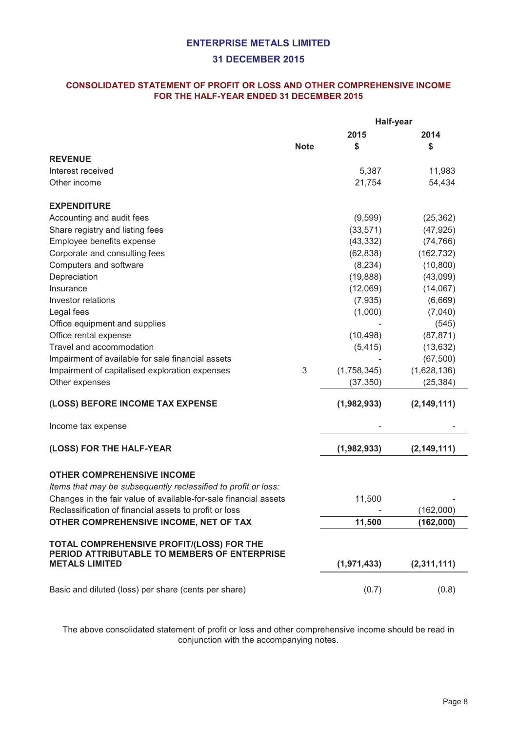# ENTERPRISE METALS LIMITED

## 31 DECEMBER 2015

### CONSOLIDATED STATEMENT OF PROFIT OR LOSS AND OTHER COMPREHENSIVE INCOME FOR THE HALF-YEAR ENDED 31 DECEMBER 2015

| | Note | Half-year 2015 $ | Half-year 2014 $ |
|---|---|---|---|
| **REVENUE** | | | |
| Interest received | | 5,387 | 11,983 |
| Other income | | 21,754 | 54,434 |
| | | | |
| **EXPENDITURE** | | | |
| Accounting and audit fees | | (9,599) | (25,362) |
| Share registry and listing fees | | (33,571) | (47,925) |
| Employee benefits expense | | (43,332) | (74,766) |
| Corporate and consulting fees | | (62,838) | (162,732) |
| Computers and software | | (8,234) | (10,800) |
| Depreciation | | (19,888) | (43,099) |
| Insurance | | (12,069) | (14,067) |
| Investor relations | | (7,935) | (6,669) |
| Legal fees | | (1,000) | (7,040) |
| Office equipment and supplies | | - | (545) |
| Office rental expense | | (10,498) | (87,871) |
| Travel and accommodation | | (5,415) | (13,632) |
| Impairment of available for sale financial assets | | - | (67,500) |
| Impairment of capitalised exploration expenses | 3 | (1,758,345) | (1,628,136) |
| Other expenses | | (37,350) | (25,384) |
| | | | |
| **(LOSS) BEFORE INCOME TAX EXPENSE** | | **(1,982,933)** | **(2,149,111)** |
| | | | |
| Income tax expense | | - | - |
| | | | |
| **(LOSS) FOR THE HALF-YEAR** | | **(1,982,933)** | **(2,149,111)** |
| | | | |
| **OTHER COMPREHENSIVE INCOME** | | | |
| *Items that may be subsequently reclassified to profit or loss:* | | | |
| Changes in the fair value of available-for-sale financial assets | | 11,500 | - |
| Reclassification of financial assets to profit or loss | | - | (162,000) |
| **OTHER COMPREHENSIVE INCOME, NET OF TAX** | | **11,500** | **(162,000)** |
| | | | |
| **TOTAL COMPREHENSIVE PROFIT/(LOSS) FOR THE PERIOD ATTRIBUTABLE TO MEMBERS OF ENTERPRISE METALS LIMITED** | | **(1,971,433)** | **(2,311,111)** |
| | | | |
| Basic and diluted (loss) per share (cents per share) | | (0.7) | (0.8) |

The above consolidated statement of profit or loss and other comprehensive income should be read in conjunction with the accompanying notes.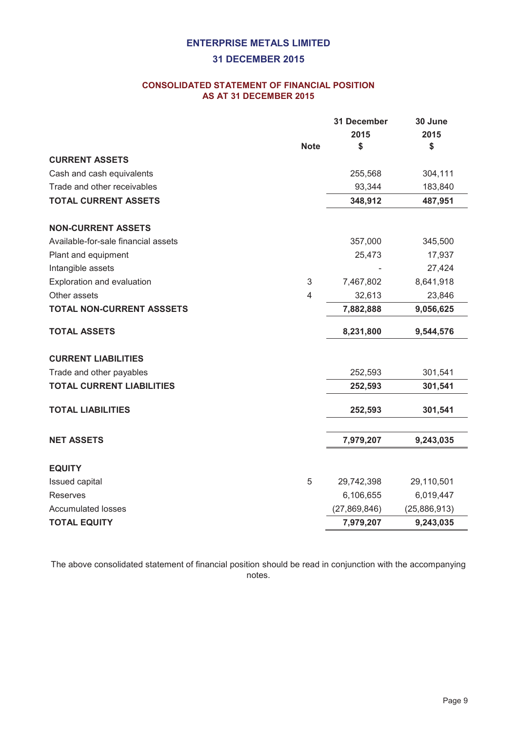# ENTERPRISE METALS LIMITED

## 31 DECEMBER 2015

### CONSOLIDATED STATEMENT OF FINANCIAL POSITION AS AT 31 DECEMBER 2015

| | Note | 31 December 2015 $ | 30 June 2015 $ |
|---|---|---|---|
| **CURRENT ASSETS** | | | |
| Cash and cash equivalents | | 255,568 | 304,111 |
| Trade and other receivables | | 93,344 | 183,840 |
| **TOTAL CURRENT ASSETS** | | **348,912** | **487,951** |
| | | | |
| **NON-CURRENT ASSETS** | | | |
| Available-for-sale financial assets | | 357,000 | 345,500 |
| Plant and equipment | | 25,473 | 17,937 |
| Intangible assets | | - | 27,424 |
| Exploration and evaluation | 3 | 7,467,802 | 8,641,918 |
| Other assets | 4 | 32,613 | 23,846 |
| **TOTAL NON-CURRENT ASSSETS** | | **7,882,888** | **9,056,625** |
| | | | |
| **TOTAL ASSETS** | | **8,231,800** | **9,544,576** |
| | | | |
| **CURRENT LIABILITIES** | | | |
| Trade and other payables | | 252,593 | 301,541 |
| **TOTAL CURRENT LIABILITIES** | | **252,593** | **301,541** |
| | | | |
| **TOTAL LIABILITIES** | | **252,593** | **301,541** |
| | | | |
| **NET ASSETS** | | **7,979,207** | **9,243,035** |
| | | | |
| **EQUITY** | | | |
| Issued capital | 5 | 29,742,398 | 29,110,501 |
| Reserves | | 6,106,655 | 6,019,447 |
| Accumulated losses | | (27,869,846) | (25,886,913) |
| **TOTAL EQUITY** | | **7,979,207** | **9,243,035** |

The above consolidated statement of financial position should be read in conjunction with the accompanying notes.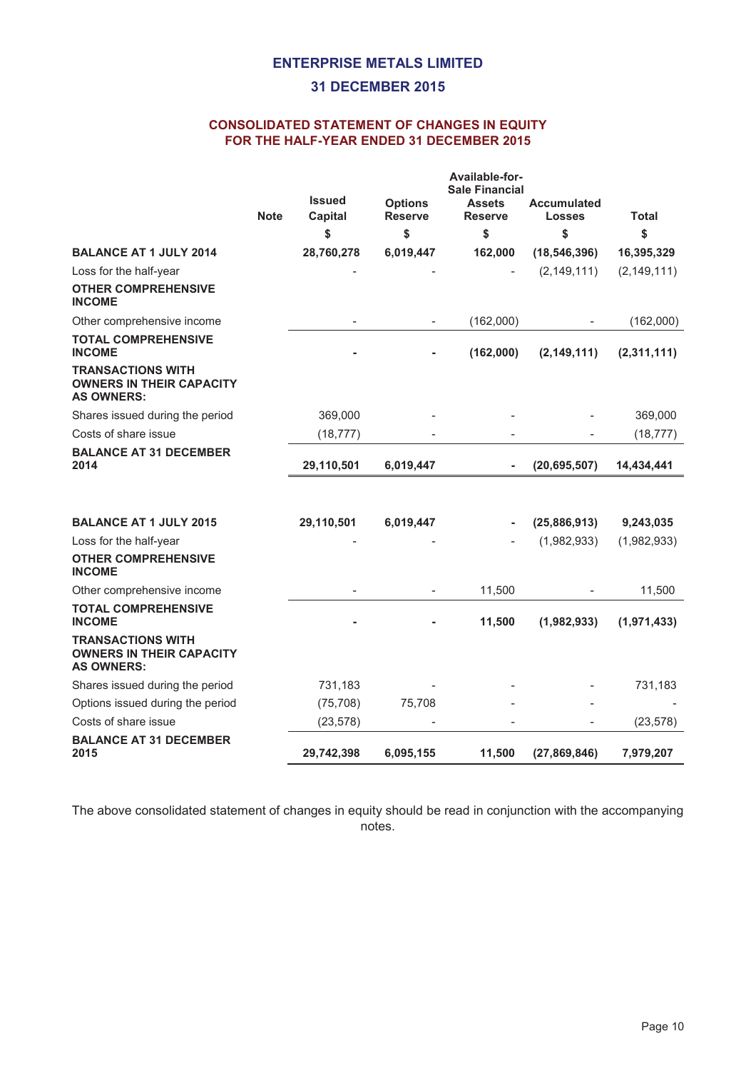# ENTERPRISE METALS LIMITED

## 31 DECEMBER 2015

### CONSOLIDATED STATEMENT OF CHANGES IN EQUITY FOR THE HALF-YEAR ENDED 31 DECEMBER 2015

| | Note | Issued Capital | Options Reserve | Available-for-Sale Financial Assets Reserve | Accumulated Losses | Total |
|---|---|---|---|---|---|---|
| | | $ | $ | $ | $ | $ |
| **BALANCE AT 1 JULY 2014** | | **28,760,278** | **6,019,447** | **162,000** | **(18,546,396)** | **16,395,329** |
| Loss for the half-year | | - | - | - | (2,149,111) | (2,149,111) |
| **OTHER COMPREHENSIVE INCOME** | | | | | | |
| Other comprehensive income | | - | - | (162,000) | - | (162,000) |
| **TOTAL COMPREHENSIVE INCOME** | | **-** | **-** | **(162,000)** | **(2,149,111)** | **(2,311,111)** |
| **TRANSACTIONS WITH OWNERS IN THEIR CAPACITY AS OWNERS:** | | | | | | |
| Shares issued during the period | | 369,000 | - | - | - | 369,000 |
| Costs of share issue | | (18,777) | - | - | - | (18,777) |
| **BALANCE AT 31 DECEMBER 2014** | | **29,110,501** | **6,019,447** | **-** | **(20,695,507)** | **14,434,441** |
| | | | | | | |
| **BALANCE AT 1 JULY 2015** | | **29,110,501** | **6,019,447** | **-** | **(25,886,913)** | **9,243,035** |
| Loss for the half-year | | - | - | - | (1,982,933) | (1,982,933) |
| **OTHER COMPREHENSIVE INCOME** | | | | | | |
| Other comprehensive income | | - | - | 11,500 | - | 11,500 |
| **TOTAL COMPREHENSIVE INCOME** | | **-** | **-** | **11,500** | **(1,982,933)** | **(1,971,433)** |
| **TRANSACTIONS WITH OWNERS IN THEIR CAPACITY AS OWNERS:** | | | | | | |
| Shares issued during the period | | 731,183 | - | - | - | 731,183 |
| Options issued during the period | | (75,708) | 75,708 | - | - | - |
| Costs of share issue | | (23,578) | - | - | - | (23,578) |
| **BALANCE AT 31 DECEMBER 2015** | | **29,742,398** | **6,095,155** | **11,500** | **(27,869,846)** | **7,979,207** |

The above consolidated statement of changes in equity should be read in conjunction with the accompanying notes.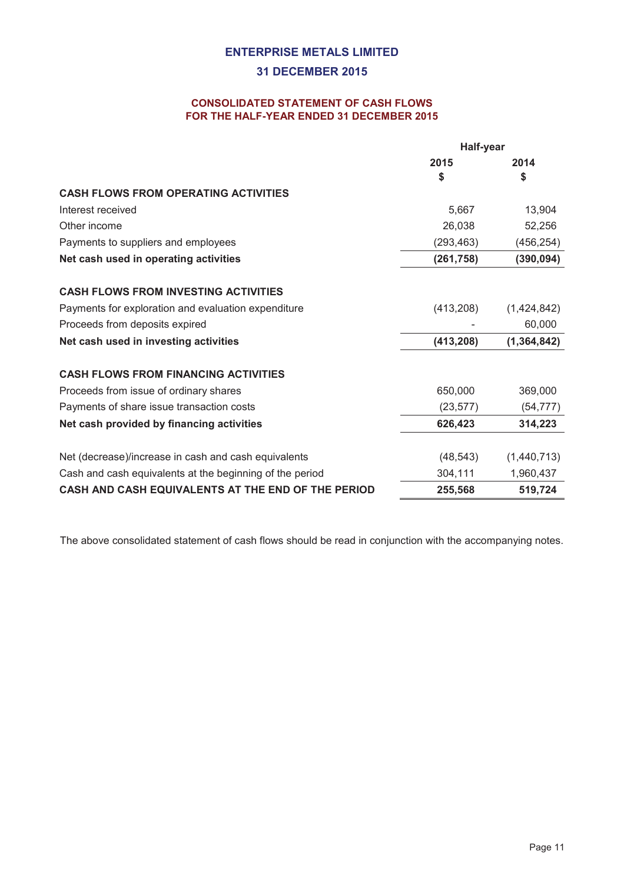# ENTERPRISE METALS LIMITED

## 31 DECEMBER 2015

### CONSOLIDATED STATEMENT OF CASH FLOWS
### FOR THE HALF-YEAR ENDED 31 DECEMBER 2015

| | Half-year | |
|---|---|---|
| | **2015** | **2014** |
| | **$** | **$** |
| **CASH FLOWS FROM OPERATING ACTIVITIES** | | |
| Interest received | 5,667 | 13,904 |
| Other income | 26,038 | 52,256 |
| Payments to suppliers and employees | (293,463) | (456,254) |
| **Net cash used in operating activities** | **(261,758)** | **(390,094)** |
| | | |
| **CASH FLOWS FROM INVESTING ACTIVITIES** | | |
| Payments for exploration and evaluation expenditure | (413,208) | (1,424,842) |
| Proceeds from deposits expired | - | 60,000 |
| **Net cash used in investing activities** | **(413,208)** | **(1,364,842)** |
| | | |
| **CASH FLOWS FROM FINANCING ACTIVITIES** | | |
| Proceeds from issue of ordinary shares | 650,000 | 369,000 |
| Payments of share issue transaction costs | (23,577) | (54,777) |
| **Net cash provided by financing activities** | **626,423** | **314,223** |
| | | |
| Net (decrease)/increase in cash and cash equivalents | (48,543) | (1,440,713) |
| Cash and cash equivalents at the beginning of the period | 304,111 | 1,960,437 |
| **CASH AND CASH EQUIVALENTS AT THE END OF THE PERIOD** | **255,568** | **519,724** |

The above consolidated statement of cash flows should be read in conjunction with the accompanying notes.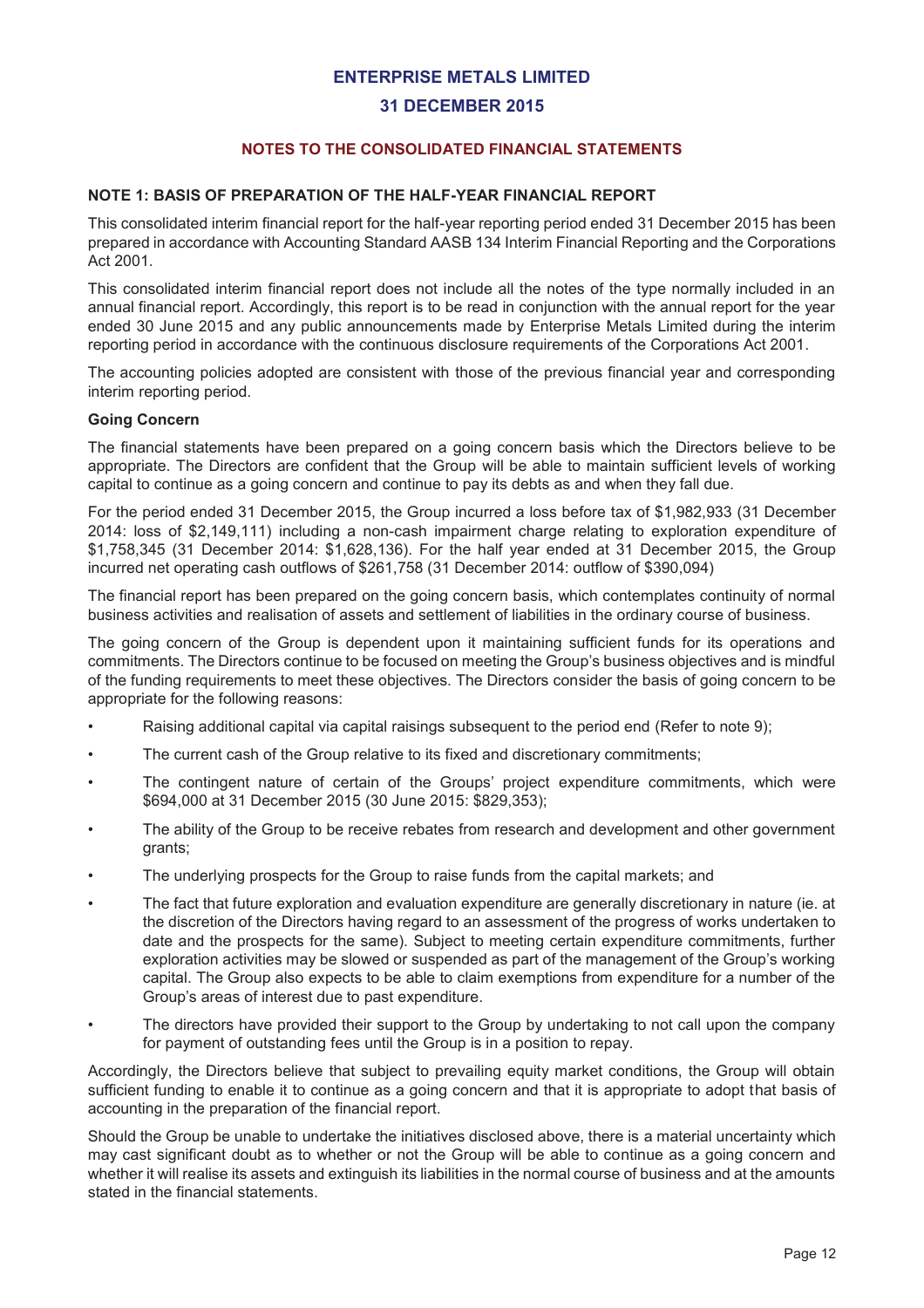# ENTERPRISE METALS LIMITED

# 31 DECEMBER 2015

## NOTES TO THE CONSOLIDATED FINANCIAL STATEMENTS

### NOTE 1: BASIS OF PREPARATION OF THE HALF-YEAR FINANCIAL REPORT

This consolidated interim financial report for the half-year reporting period ended 31 December 2015 has been prepared in accordance with Accounting Standard AASB 134 Interim Financial Reporting and the Corporations Act 2001.

This consolidated interim financial report does not include all the notes of the type normally included in an annual financial report. Accordingly, this report is to be read in conjunction with the annual report for the year ended 30 June 2015 and any public announcements made by Enterprise Metals Limited during the interim reporting period in accordance with the continuous disclosure requirements of the Corporations Act 2001.

The accounting policies adopted are consistent with those of the previous financial year and corresponding interim reporting period.

**Going Concern**

The financial statements have been prepared on a going concern basis which the Directors believe to be appropriate. The Directors are confident that the Group will be able to maintain sufficient levels of working capital to continue as a going concern and continue to pay its debts as and when they fall due.

For the period ended 31 December 2015, the Group incurred a loss before tax of $1,982,933 (31 December 2014: loss of $2,149,111) including a non-cash impairment charge relating to exploration expenditure of $1,758,345 (31 December 2014: $1,628,136). For the half year ended at 31 December 2015, the Group incurred net operating cash outflows of $261,758 (31 December 2014: outflow of $390,094)

The financial report has been prepared on the going concern basis, which contemplates continuity of normal business activities and realisation of assets and settlement of liabilities in the ordinary course of business.

The going concern of the Group is dependent upon it maintaining sufficient funds for its operations and commitments. The Directors continue to be focused on meeting the Group's business objectives and is mindful of the funding requirements to meet these objectives. The Directors consider the basis of going concern to be appropriate for the following reasons:

- Raising additional capital via capital raisings subsequent to the period end (Refer to note 9);
- The current cash of the Group relative to its fixed and discretionary commitments;
- The contingent nature of certain of the Groups' project expenditure commitments, which were $694,000 at 31 December 2015 (30 June 2015: $829,353);
- The ability of the Group to be receive rebates from research and development and other government grants;
- The underlying prospects for the Group to raise funds from the capital markets; and
- The fact that future exploration and evaluation expenditure are generally discretionary in nature (ie. at the discretion of the Directors having regard to an assessment of the progress of works undertaken to date and the prospects for the same). Subject to meeting certain expenditure commitments, further exploration activities may be slowed or suspended as part of the management of the Group's working capital. The Group also expects to be able to claim exemptions from expenditure for a number of the Group's areas of interest due to past expenditure.
- The directors have provided their support to the Group by undertaking to not call upon the company for payment of outstanding fees until the Group is in a position to repay.

Accordingly, the Directors believe that subject to prevailing equity market conditions, the Group will obtain sufficient funding to enable it to continue as a going concern and that it is appropriate to adopt that basis of accounting in the preparation of the financial report.

Should the Group be unable to undertake the initiatives disclosed above, there is a material uncertainty which may cast significant doubt as to whether or not the Group will be able to continue as a going concern and whether it will realise its assets and extinguish its liabilities in the normal course of business and at the amounts stated in the financial statements.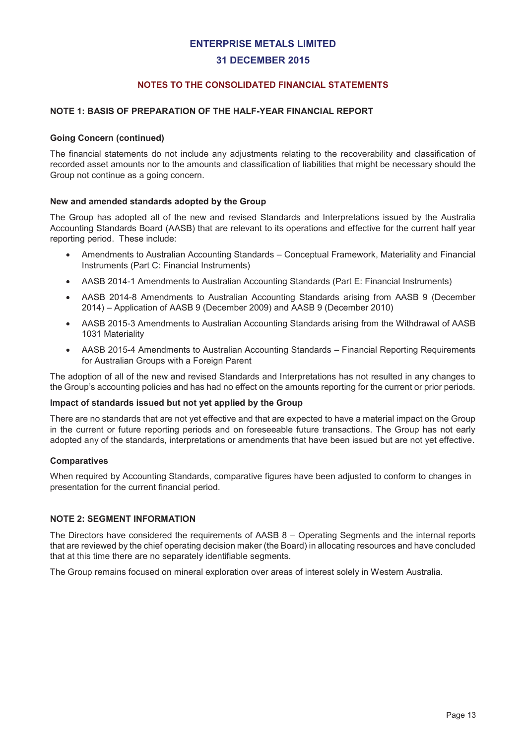## NOTES TO THE CONSOLIDATED FINANCIAL STATEMENTS

### NOTE 1: BASIS OF PREPARATION OF THE HALF-YEAR FINANCIAL REPORT

**Going Concern (continued)**

The financial statements do not include any adjustments relating to the recoverability and classification of recorded asset amounts nor to the amounts and classification of liabilities that might be necessary should the Group not continue as a going concern.

**New and amended standards adopted by the Group**

The Group has adopted all of the new and revised Standards and Interpretations issued by the Australia Accounting Standards Board (AASB) that are relevant to its operations and effective for the current half year reporting period. These include:

- Amendments to Australian Accounting Standards – Conceptual Framework, Materiality and Financial Instruments (Part C: Financial Instruments)
- AASB 2014-1 Amendments to Australian Accounting Standards (Part E: Financial Instruments)
- AASB 2014-8 Amendments to Australian Accounting Standards arising from AASB 9 (December 2014) – Application of AASB 9 (December 2009) and AASB 9 (December 2010)
- AASB 2015-3 Amendments to Australian Accounting Standards arising from the Withdrawal of AASB 1031 Materiality
- AASB 2015-4 Amendments to Australian Accounting Standards – Financial Reporting Requirements for Australian Groups with a Foreign Parent

The adoption of all of the new and revised Standards and Interpretations has not resulted in any changes to the Group's accounting policies and has had no effect on the amounts reporting for the current or prior periods.

**Impact of standards issued but not yet applied by the Group**

There are no standards that are not yet effective and that are expected to have a material impact on the Group in the current or future reporting periods and on foreseeable future transactions. The Group has not early adopted any of the standards, interpretations or amendments that have been issued but are not yet effective.

**Comparatives**

When required by Accounting Standards, comparative figures have been adjusted to conform to changes in presentation for the current financial period.

### NOTE 2: SEGMENT INFORMATION

The Directors have considered the requirements of AASB 8 – Operating Segments and the internal reports that are reviewed by the chief operating decision maker (the Board) in allocating resources and have concluded that at this time there are no separately identifiable segments.

The Group remains focused on mineral exploration over areas of interest solely in Western Australia.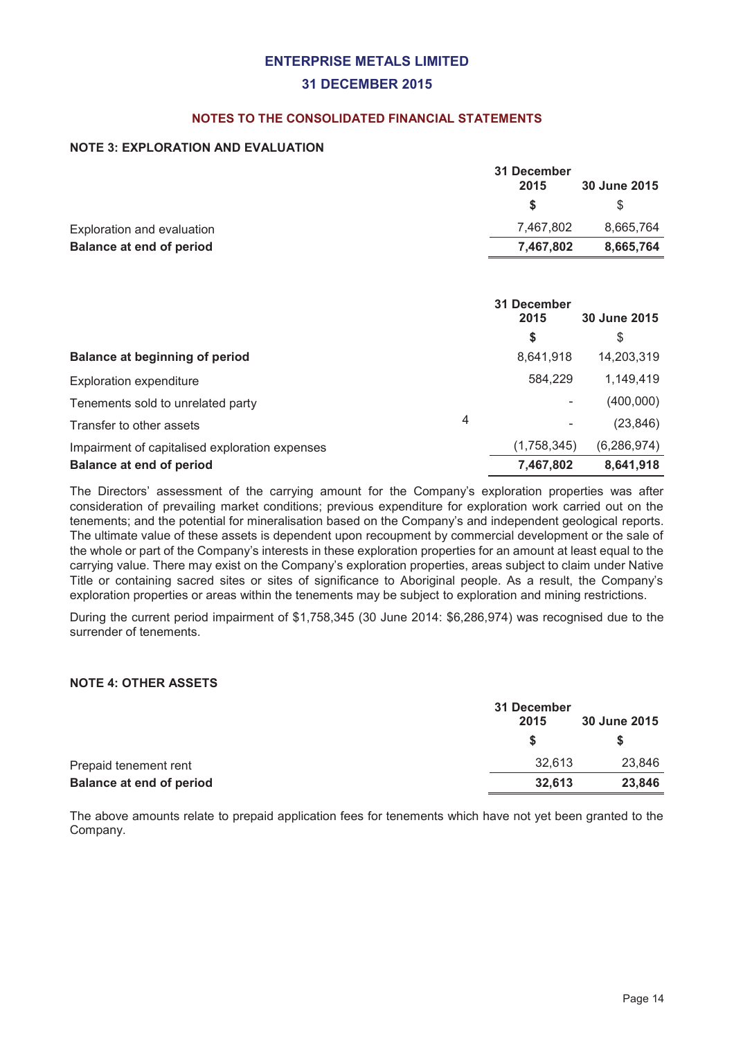## ENTERPRISE METALS LIMITED
## 31 DECEMBER 2015

### NOTES TO THE CONSOLIDATED FINANCIAL STATEMENTS

#### NOTE 3: EXPLORATION AND EVALUATION

| | 31 December 2015 | 30 June 2015 |
|---|---|---|
| | **$** | $ |
| Exploration and evaluation | 7,467,802 | 8,665,764 |
| **Balance at end of period** | **7,467,802** | **8,665,764** |

| | | 31 December 2015 | 30 June 2015 |
|---|---|---|---|
| | | **$** | $ |
| **Balance at beginning of period** | | 8,641,918 | 14,203,319 |
| Exploration expenditure | | 584,229 | 1,149,419 |
| Tenements sold to unrelated party | | - | (400,000) |
| Transfer to other assets | 4 | - | (23,846) |
| Impairment of capitalised exploration expenses | | (1,758,345) | (6,286,974) |
| **Balance at end of period** | | **7,467,802** | **8,641,918** |

The Directors' assessment of the carrying amount for the Company's exploration properties was after consideration of prevailing market conditions; previous expenditure for exploration work carried out on the tenements; and the potential for mineralisation based on the Company's and independent geological reports. The ultimate value of these assets is dependent upon recoupment by commercial development or the sale of the whole or part of the Company's interests in these exploration properties for an amount at least equal to the carrying value. There may exist on the Company's exploration properties, areas subject to claim under Native Title or containing sacred sites or sites of significance to Aboriginal people. As a result, the Company's exploration properties or areas within the tenements may be subject to exploration and mining restrictions.

During the current period impairment of $1,758,345 (30 June 2014: $6,286,974) was recognised due to the surrender of tenements.

#### NOTE 4: OTHER ASSETS

| | 31 December 2015 | 30 June 2015 |
|---|---|---|
| | **$** | **$** |
| Prepaid tenement rent | 32,613 | 23,846 |
| **Balance at end of period** | **32,613** | **23,846** |

The above amounts relate to prepaid application fees for tenements which have not yet been granted to the Company.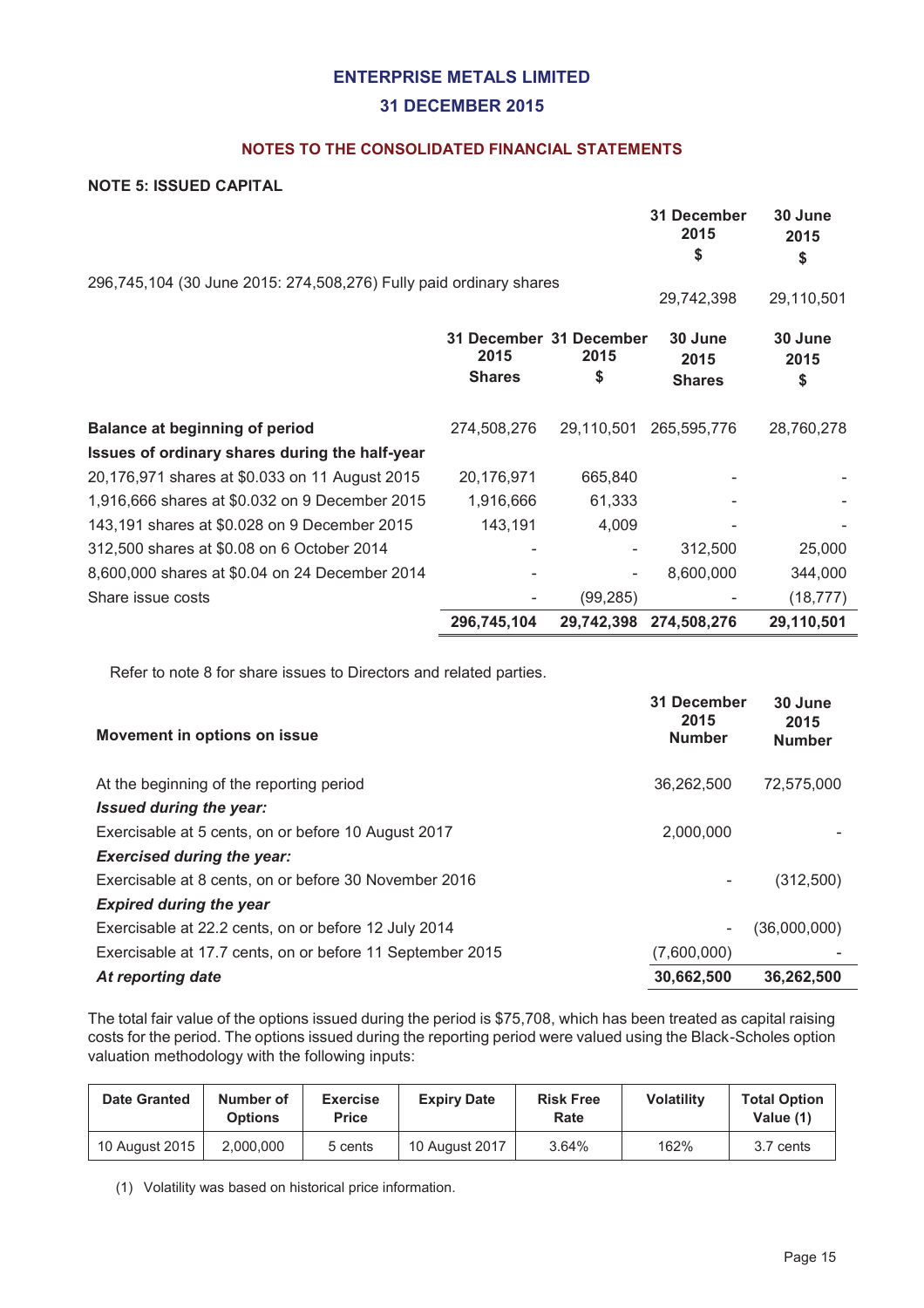## ENTERPRISE METALS LIMITED

## 31 DECEMBER 2015

### NOTES TO THE CONSOLIDATED FINANCIAL STATEMENTS

**NOTE 5: ISSUED CAPITAL**

| | 31 December 2015 $ | 30 June 2015 $ |
|---|---|---|
| 296,745,104 (30 June 2015: 274,508,276) Fully paid ordinary shares | 29,742,398 | 29,110,501 |

| | 31 December 2015 Shares | 31 December 2015 $ | 30 June 2015 Shares | 30 June 2015 $ |
|---|---|---|---|---|
| **Balance at beginning of period** | 274,508,276 | 29,110,501 | 265,595,776 | 28,760,278 |
| **Issues of ordinary shares during the half-year** | | | | |
| 20,176,971 shares at $0.033 on 11 August 2015 | 20,176,971 | 665,840 | - | - |
| 1,916,666 shares at $0.032 on 9 December 2015 | 1,916,666 | 61,333 | - | - |
| 143,191 shares at $0.028 on 9 December 2015 | 143,191 | 4,009 | - | - |
| 312,500 shares at $0.08 on 6 October 2014 | - | - | 312,500 | 25,000 |
| 8,600,000 shares at $0.04 on 24 December 2014 | - | - | 8,600,000 | 344,000 |
| Share issue costs | - | (99,285) | - | (18,777) |
| | **296,745,104** | **29,742,398** | **274,508,276** | **29,110,501** |

Refer to note 8 for share issues to Directors and related parties.

| **Movement in options on issue** | 31 December 2015 Number | 30 June 2015 Number |
|---|---|---|
| At the beginning of the reporting period | 36,262,500 | 72,575,000 |
| ***Issued during the year:*** | | |
| Exercisable at 5 cents, on or before 10 August 2017 | 2,000,000 | - |
| ***Exercised during the year:*** | | |
| Exercisable at 8 cents, on or before 30 November 2016 | - | (312,500) |
| ***Expired during the year*** | | |
| Exercisable at 22.2 cents, on or before 12 July 2014 | - | (36,000,000) |
| Exercisable at 17.7 cents, on or before 11 September 2015 | (7,600,000) | - |
| ***At reporting date*** | **30,662,500** | **36,262,500** |

The total fair value of the options issued during the period is $75,708, which has been treated as capital raising costs for the period. The options issued during the reporting period were valued using the Black-Scholes option valuation methodology with the following inputs:

| Date Granted | Number of Options | Exercise Price | Expiry Date | Risk Free Rate | Volatility | Total Option Value (1) |
|---|---|---|---|---|---|---|
| 10 August 2015 | 2,000,000 | 5 cents | 10 August 2017 | 3.64% | 162% | 3.7 cents |

(1) Volatility was based on historical price information.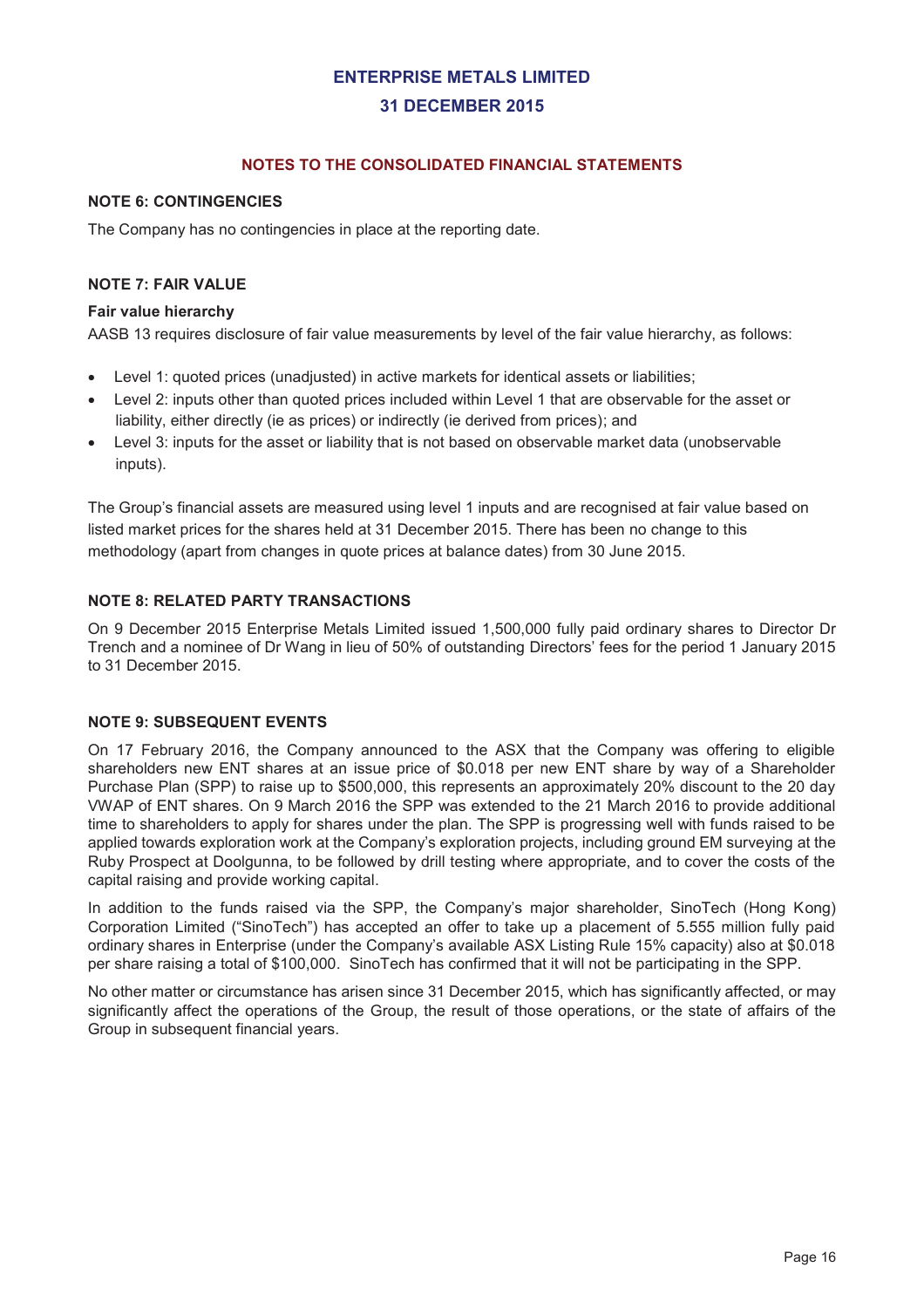# ENTERPRISE METALS LIMITED

## 31 DECEMBER 2015

### NOTES TO THE CONSOLIDATED FINANCIAL STATEMENTS

#### NOTE 6: CONTINGENCIES

The Company has no contingencies in place at the reporting date.

#### NOTE 7: FAIR VALUE

**Fair value hierarchy**

AASB 13 requires disclosure of fair value measurements by level of the fair value hierarchy, as follows:

- Level 1: quoted prices (unadjusted) in active markets for identical assets or liabilities;
- Level 2: inputs other than quoted prices included within Level 1 that are observable for the asset or liability, either directly (ie as prices) or indirectly (ie derived from prices); and
- Level 3: inputs for the asset or liability that is not based on observable market data (unobservable inputs).

The Group's financial assets are measured using level 1 inputs and are recognised at fair value based on listed market prices for the shares held at 31 December 2015. There has been no change to this methodology (apart from changes in quote prices at balance dates) from 30 June 2015.

#### NOTE 8: RELATED PARTY TRANSACTIONS

On 9 December 2015 Enterprise Metals Limited issued 1,500,000 fully paid ordinary shares to Director Dr Trench and a nominee of Dr Wang in lieu of 50% of outstanding Directors' fees for the period 1 January 2015 to 31 December 2015.

#### NOTE 9: SUBSEQUENT EVENTS

On 17 February 2016, the Company announced to the ASX that the Company was offering to eligible shareholders new ENT shares at an issue price of $0.018 per new ENT share by way of a Shareholder Purchase Plan (SPP) to raise up to $500,000, this represents an approximately 20% discount to the 20 day VWAP of ENT shares. On 9 March 2016 the SPP was extended to the 21 March 2016 to provide additional time to shareholders to apply for shares under the plan. The SPP is progressing well with funds raised to be applied towards exploration work at the Company's exploration projects, including ground EM surveying at the Ruby Prospect at Doolgunna, to be followed by drill testing where appropriate, and to cover the costs of the capital raising and provide working capital.

In addition to the funds raised via the SPP, the Company's major shareholder, SinoTech (Hong Kong) Corporation Limited ("SinoTech") has accepted an offer to take up a placement of 5.555 million fully paid ordinary shares in Enterprise (under the Company's available ASX Listing Rule 15% capacity) also at $0.018 per share raising a total of $100,000. SinoTech has confirmed that it will not be participating in the SPP.

No other matter or circumstance has arisen since 31 December 2015, which has significantly affected, or may significantly affect the operations of the Group, the result of those operations, or the state of affairs of the Group in subsequent financial years.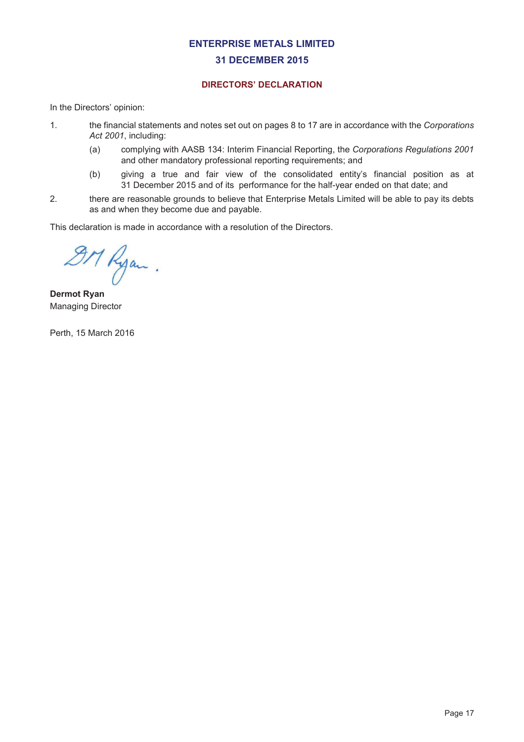**ENTERPRISE METALS LIMITED**

**31 DECEMBER 2015**

## DIRECTORS' DECLARATION

In the Directors' opinion:

1. the financial statements and notes set out on pages 8 to 17 are in accordance with the *Corporations Act 2001*, including:
   (a) complying with AASB 134: Interim Financial Reporting, the *Corporations Regulations 2001* and other mandatory professional reporting requirements; and
   (b) giving a true and fair view of the consolidated entity's financial position as at 31 December 2015 and of its performance for the half-year ended on that date; and
2. there are reasonable grounds to believe that Enterprise Metals Limited will be able to pay its debts as and when they become due and payable.

This declaration is made in accordance with a resolution of the Directors.

**Dermot Ryan**
Managing Director

Perth, 15 March 2016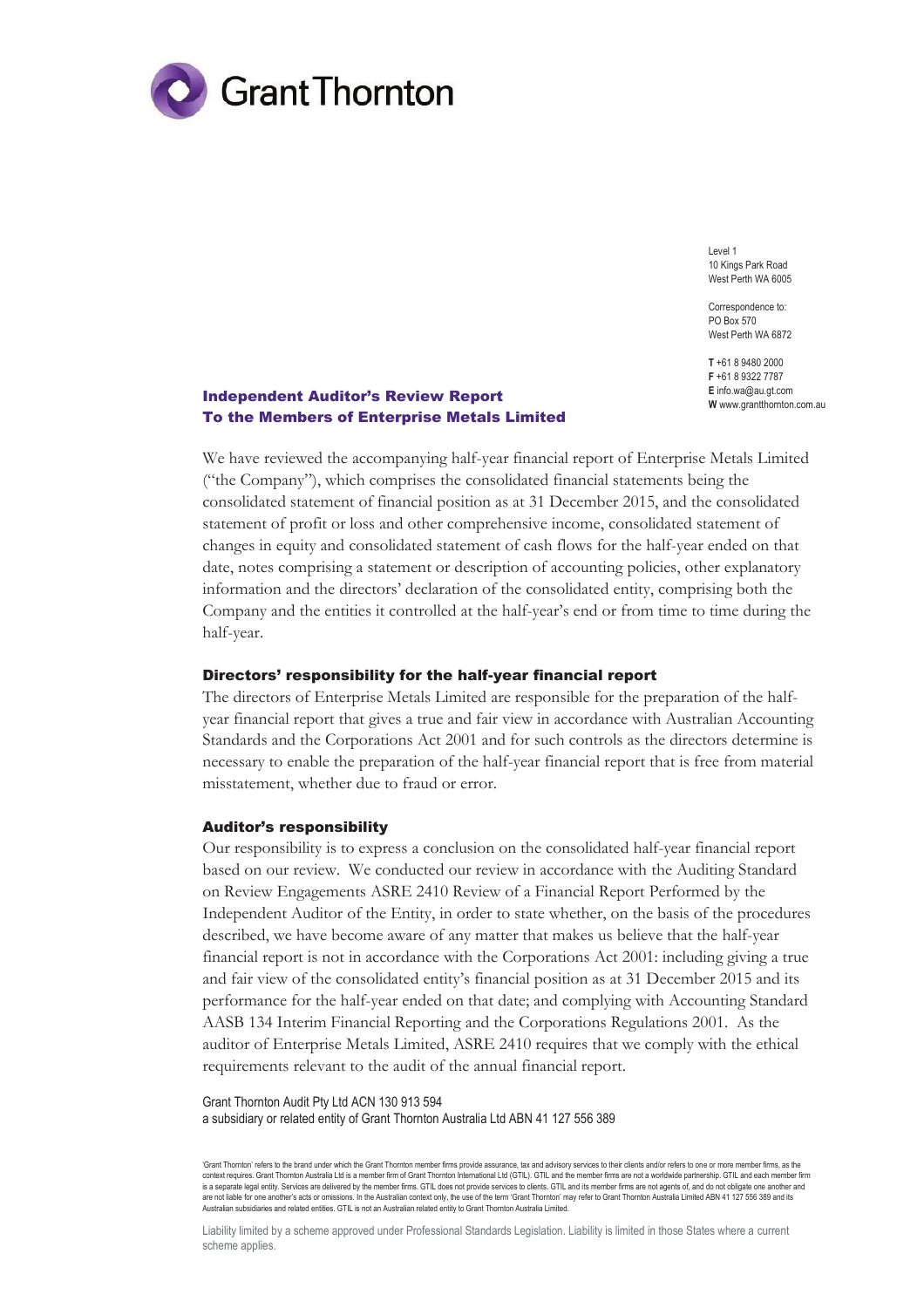Grant Thornton

Level 1
10 Kings Park Road
West Perth WA 6005

Correspondence to:
PO Box 570
West Perth WA 6872

**T** +61 8 9480 2000
**F** +61 8 9322 7787
**E** info.wa@au.gt.com
**W** www.grantthornton.com.au

## Independent Auditor's Review Report
## To the Members of Enterprise Metals Limited

We have reviewed the accompanying half-year financial report of Enterprise Metals Limited ("the Company"), which comprises the consolidated financial statements being the consolidated statement of financial position as at 31 December 2015, and the consolidated statement of profit or loss and other comprehensive income, consolidated statement of changes in equity and consolidated statement of cash flows for the half-year ended on that date, notes comprising a statement or description of accounting policies, other explanatory information and the directors' declaration of the consolidated entity, comprising both the Company and the entities it controlled at the half-year's end or from time to time during the half-year.

### Directors' responsibility for the half-year financial report

The directors of Enterprise Metals Limited are responsible for the preparation of the half-year financial report that gives a true and fair view in accordance with Australian Accounting Standards and the Corporations Act 2001 and for such controls as the directors determine is necessary to enable the preparation of the half-year financial report that is free from material misstatement, whether due to fraud or error.

### Auditor's responsibility

Our responsibility is to express a conclusion on the consolidated half-year financial report based on our review. We conducted our review in accordance with the Auditing Standard on Review Engagements ASRE 2410 Review of a Financial Report Performed by the Independent Auditor of the Entity, in order to state whether, on the basis of the procedures described, we have become aware of any matter that makes us believe that the half-year financial report is not in accordance with the Corporations Act 2001: including giving a true and fair view of the consolidated entity's financial position as at 31 December 2015 and its performance for the half-year ended on that date; and complying with Accounting Standard AASB 134 Interim Financial Reporting and the Corporations Regulations 2001. As the auditor of Enterprise Metals Limited, ASRE 2410 requires that we comply with the ethical requirements relevant to the audit of the annual financial report.

Grant Thornton Audit Pty Ltd ACN 130 913 594
a subsidiary or related entity of Grant Thornton Australia Ltd ABN 41 127 556 389

'Grant Thornton' refers to the brand under which the Grant Thornton member firms provide assurance, tax and advisory services to their clients and/or refers to one or more member firms, as the context requires. Grant Thornton Australia Ltd is a member firm of Grant Thornton International Ltd (GTIL). GTIL and the member firms are not a worldwide partnership. GTIL and each member firm is a separate legal entity. Services are delivered by the member firms. GTIL does not provide services to clients. GTIL and its member firms are not agents of, and do not obligate one another and are not liable for one another's acts or omissions. In the Australian context only, the use of the term 'Grant Thornton' may refer to Grant Thornton Australia Limited ABN 41 127 556 389 and its Australian subsidiaries and related entities. GTIL is not an Australian related entity to Grant Thornton Australia Limited.

Liability limited by a scheme approved under Professional Standards Legislation. Liability is limited in those States where a current scheme applies.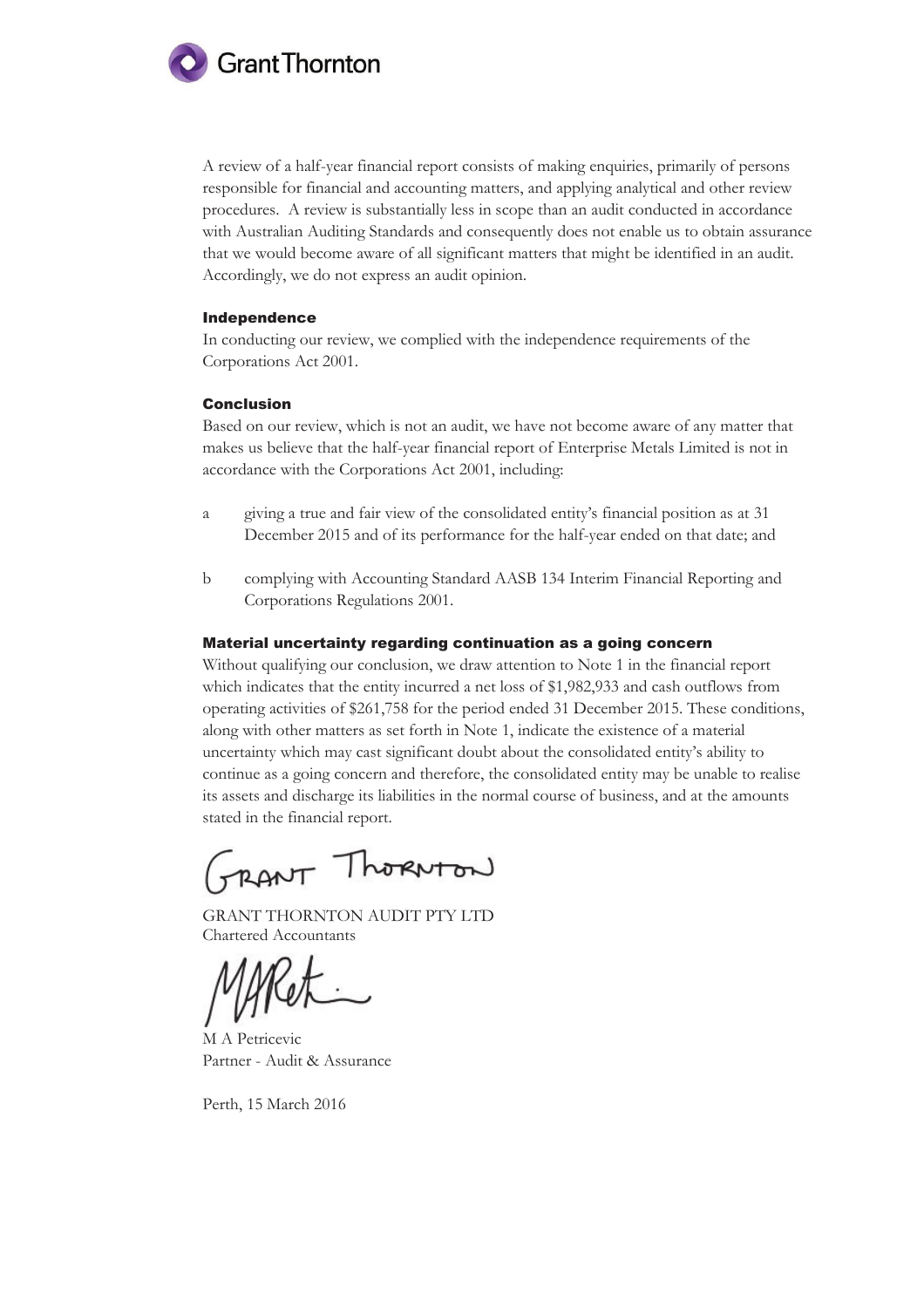A review of a half-year financial report consists of making enquiries, primarily of persons responsible for financial and accounting matters, and applying analytical and other review procedures. A review is substantially less in scope than an audit conducted in accordance with Australian Auditing Standards and consequently does not enable us to obtain assurance that we would become aware of all significant matters that might be identified in an audit. Accordingly, we do not express an audit opinion.

**Independence**

In conducting our review, we complied with the independence requirements of the Corporations Act 2001.

**Conclusion**

Based on our review, which is not an audit, we have not become aware of any matter that makes us believe that the half-year financial report of Enterprise Metals Limited is not in accordance with the Corporations Act 2001, including:

a giving a true and fair view of the consolidated entity's financial position as at 31 December 2015 and of its performance for the half-year ended on that date; and

b complying with Accounting Standard AASB 134 Interim Financial Reporting and Corporations Regulations 2001.

**Material uncertainty regarding continuation as a going concern**

Without qualifying our conclusion, we draw attention to Note 1 in the financial report which indicates that the entity incurred a net loss of $1,982,933 and cash outflows from operating activities of $261,758 for the period ended 31 December 2015. These conditions, along with other matters as set forth in Note 1, indicate the existence of a material uncertainty which may cast significant doubt about the consolidated entity's ability to continue as a going concern and therefore, the consolidated entity may be unable to realise its assets and discharge its liabilities in the normal course of business, and at the amounts stated in the financial report.

GRANT THORNTON AUDIT PTY LTD
Chartered Accountants

M A Petricevic
Partner - Audit & Assurance

Perth, 15 March 2016